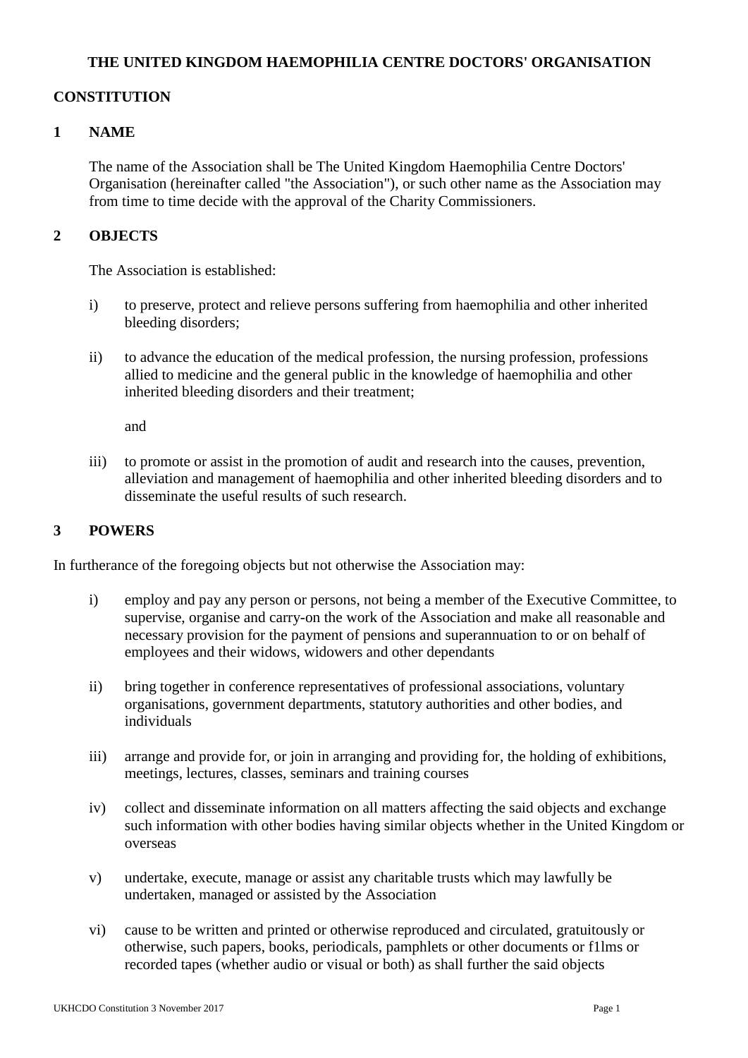# THE UNITED KINGDOM HAEMOPHILIA CENTRE DOCTORS' ORGANISATION

## CONSTITUTION

### 1 NAME

The name of the Association shall be The United Kingdom Haemophilia Centre Doctors' Organisation (hereinafter called "the Association"), or such other name as the Association may from time to time decide with the approval of the Charity Commissioners.

### 2 OBJECTS

The Association is established:

i) to preserve, protect and relieve persons suffering from haemophilia and other inherited bleeding disorders;

ii) to advance the education of the medical profession, the nursing profession, professions allied to medicine and the general public in the knowledge of haemophilia and other inherited bleeding disorders and their treatment;

and

iii) to promote or assist in the promotion of audit and research into the causes, prevention, alleviation and management of haemophilia and other inherited bleeding disorders and to disseminate the useful results of such research.

### 3 POWERS

In furtherance of the foregoing objects but not otherwise the Association may:

i) employ and pay any person or persons, not being a member of the Executive Committee, to supervise, organise and carry-on the work of the Association and make all reasonable and necessary provision for the payment of pensions and superannuation to or on behalf of employees and their widows, widowers and other dependants

ii) bring together in conference representatives of professional associations, voluntary organisations, government departments, statutory authorities and other bodies, and individuals

iii) arrange and provide for, or join in arranging and providing for, the holding of exhibitions, meetings, lectures, classes, seminars and training courses

iv) collect and disseminate information on all matters affecting the said objects and exchange such information with other bodies having similar objects whether in the United Kingdom or overseas

v) undertake, execute, manage or assist any charitable trusts which may lawfully be undertaken, managed or assisted by the Association

vi) cause to be written and printed or otherwise reproduced and circulated, gratuitously or otherwise, such papers, books, periodicals, pamphlets or other documents or f1lms or recorded tapes (whether audio or visual or both) as shall further the said objects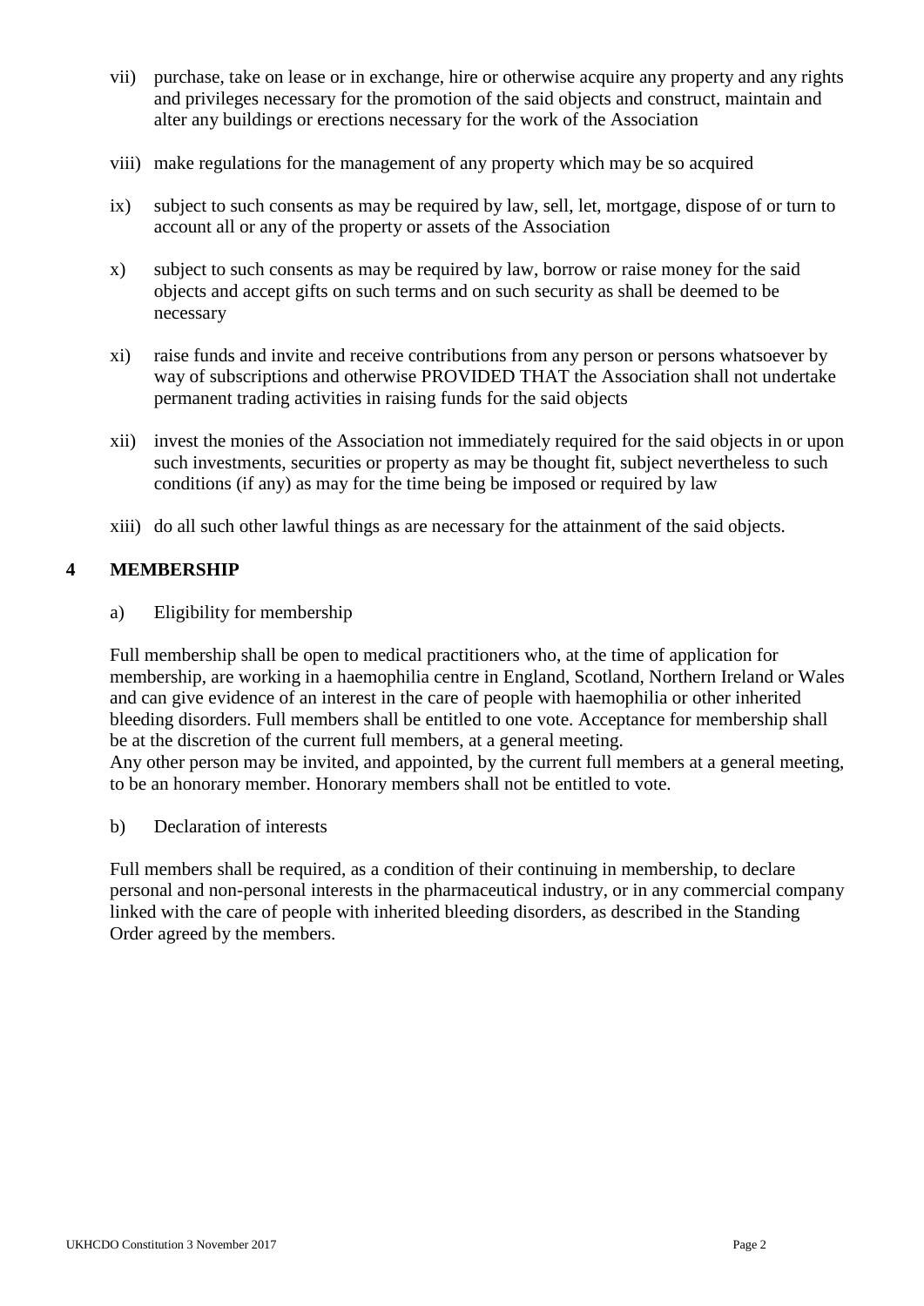vii) purchase, take on lease or in exchange, hire or otherwise acquire any property and any rights and privileges necessary for the promotion of the said objects and construct, maintain and alter any buildings or erections necessary for the work of the Association

viii) make regulations for the management of any property which may be so acquired

ix) subject to such consents as may be required by law, sell, let, mortgage, dispose of or turn to account all or any of the property or assets of the Association

x) subject to such consents as may be required by law, borrow or raise money for the said objects and accept gifts on such terms and on such security as shall be deemed to be necessary

xi) raise funds and invite and receive contributions from any person or persons whatsoever by way of subscriptions and otherwise PROVIDED THAT the Association shall not undertake permanent trading activities in raising funds for the said objects

xii) invest the monies of the Association not immediately required for the said objects in or upon such investments, securities or property as may be thought fit, subject nevertheless to such conditions (if any) as may for the time being be imposed or required by law

xiii) do all such other lawful things as are necessary for the attainment of the said objects.

## 4 MEMBERSHIP

a) Eligibility for membership

Full membership shall be open to medical practitioners who, at the time of application for membership, are working in a haemophilia centre in England, Scotland, Northern Ireland or Wales and can give evidence of an interest in the care of people with haemophilia or other inherited bleeding disorders. Full members shall be entitled to one vote. Acceptance for membership shall be at the discretion of the current full members, at a general meeting.
Any other person may be invited, and appointed, by the current full members at a general meeting, to be an honorary member. Honorary members shall not be entitled to vote.

b) Declaration of interests

Full members shall be required, as a condition of their continuing in membership, to declare personal and non-personal interests in the pharmaceutical industry, or in any commercial company linked with the care of people with inherited bleeding disorders, as described in the Standing Order agreed by the members.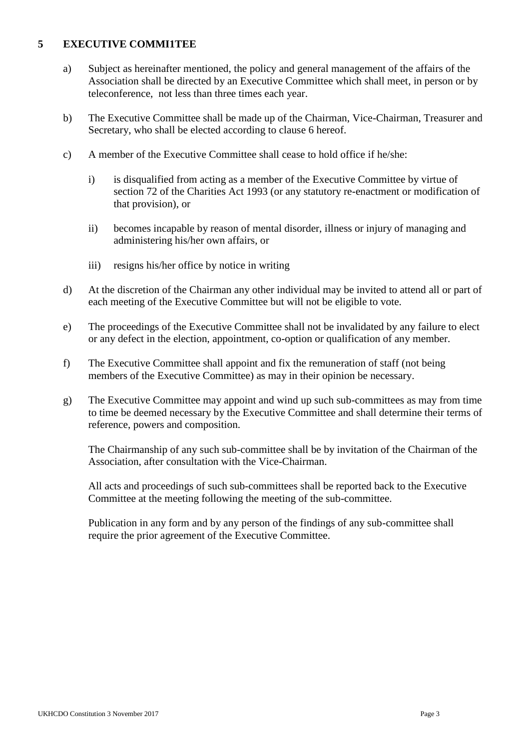## 5 EXECUTIVE COMMI1TEE

a) Subject as hereinafter mentioned, the policy and general management of the affairs of the Association shall be directed by an Executive Committee which shall meet, in person or by teleconference, not less than three times each year.

b) The Executive Committee shall be made up of the Chairman, Vice-Chairman, Treasurer and Secretary, who shall be elected according to clause 6 hereof.

c) A member of the Executive Committee shall cease to hold office if he/she:

   i) is disqualified from acting as a member of the Executive Committee by virtue of section 72 of the Charities Act 1993 (or any statutory re-enactment or modification of that provision), or

   ii) becomes incapable by reason of mental disorder, illness or injury of managing and administering his/her own affairs, or

   iii) resigns his/her office by notice in writing

d) At the discretion of the Chairman any other individual may be invited to attend all or part of each meeting of the Executive Committee but will not be eligible to vote.

e) The proceedings of the Executive Committee shall not be invalidated by any failure to elect or any defect in the election, appointment, co-option or qualification of any member.

f) The Executive Committee shall appoint and fix the remuneration of staff (not being members of the Executive Committee) as may in their opinion be necessary.

g) The Executive Committee may appoint and wind up such sub-committees as may from time to time be deemed necessary by the Executive Committee and shall determine their terms of reference, powers and composition.

   The Chairmanship of any such sub-committee shall be by invitation of the Chairman of the Association, after consultation with the Vice-Chairman.

   All acts and proceedings of such sub-committees shall be reported back to the Executive Committee at the meeting following the meeting of the sub-committee.

   Publication in any form and by any person of the findings of any sub-committee shall require the prior agreement of the Executive Committee.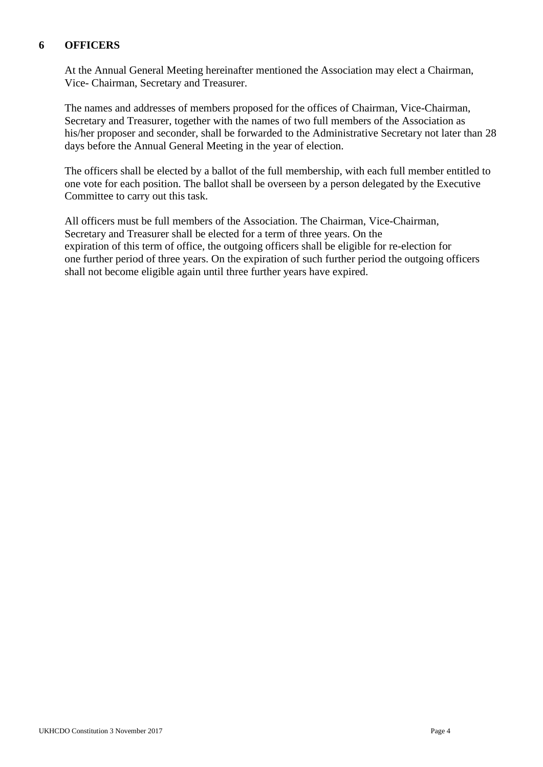## 6 OFFICERS

At the Annual General Meeting hereinafter mentioned the Association may elect a Chairman, Vice- Chairman, Secretary and Treasurer.

The names and addresses of members proposed for the offices of Chairman, Vice-Chairman, Secretary and Treasurer, together with the names of two full members of the Association as his/her proposer and seconder, shall be forwarded to the Administrative Secretary not later than 28 days before the Annual General Meeting in the year of election.

The officers shall be elected by a ballot of the full membership, with each full member entitled to one vote for each position. The ballot shall be overseen by a person delegated by the Executive Committee to carry out this task.

All officers must be full members of the Association. The Chairman, Vice-Chairman, Secretary and Treasurer shall be elected for a term of three years. On the expiration of this term of office, the outgoing officers shall be eligible for re-election for one further period of three years. On the expiration of such further period the outgoing officers shall not become eligible again until three further years have expired.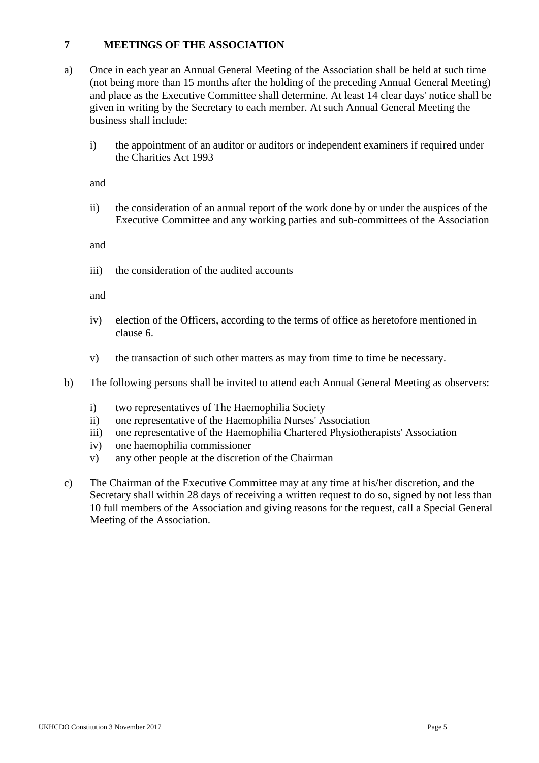## 7 MEETINGS OF THE ASSOCIATION

a) Once in each year an Annual General Meeting of the Association shall be held at such time (not being more than 15 months after the holding of the preceding Annual General Meeting) and place as the Executive Committee shall determine. At least 14 clear days' notice shall be given in writing by the Secretary to each member. At such Annual General Meeting the business shall include:

   i) the appointment of an auditor or auditors or independent examiners if required under the Charities Act 1993

   and

   ii) the consideration of an annual report of the work done by or under the auspices of the Executive Committee and any working parties and sub-committees of the Association

   and

   iii) the consideration of the audited accounts

   and

   iv) election of the Officers, according to the terms of office as heretofore mentioned in clause 6.

   v) the transaction of such other matters as may from time to time be necessary.

b) The following persons shall be invited to attend each Annual General Meeting as observers:

   i) two representatives of The Haemophilia Society
   ii) one representative of the Haemophilia Nurses' Association
   iii) one representative of the Haemophilia Chartered Physiotherapists' Association
   iv) one haemophilia commissioner
   v) any other people at the discretion of the Chairman

c) The Chairman of the Executive Committee may at any time at his/her discretion, and the Secretary shall within 28 days of receiving a written request to do so, signed by not less than 10 full members of the Association and giving reasons for the request, call a Special General Meeting of the Association.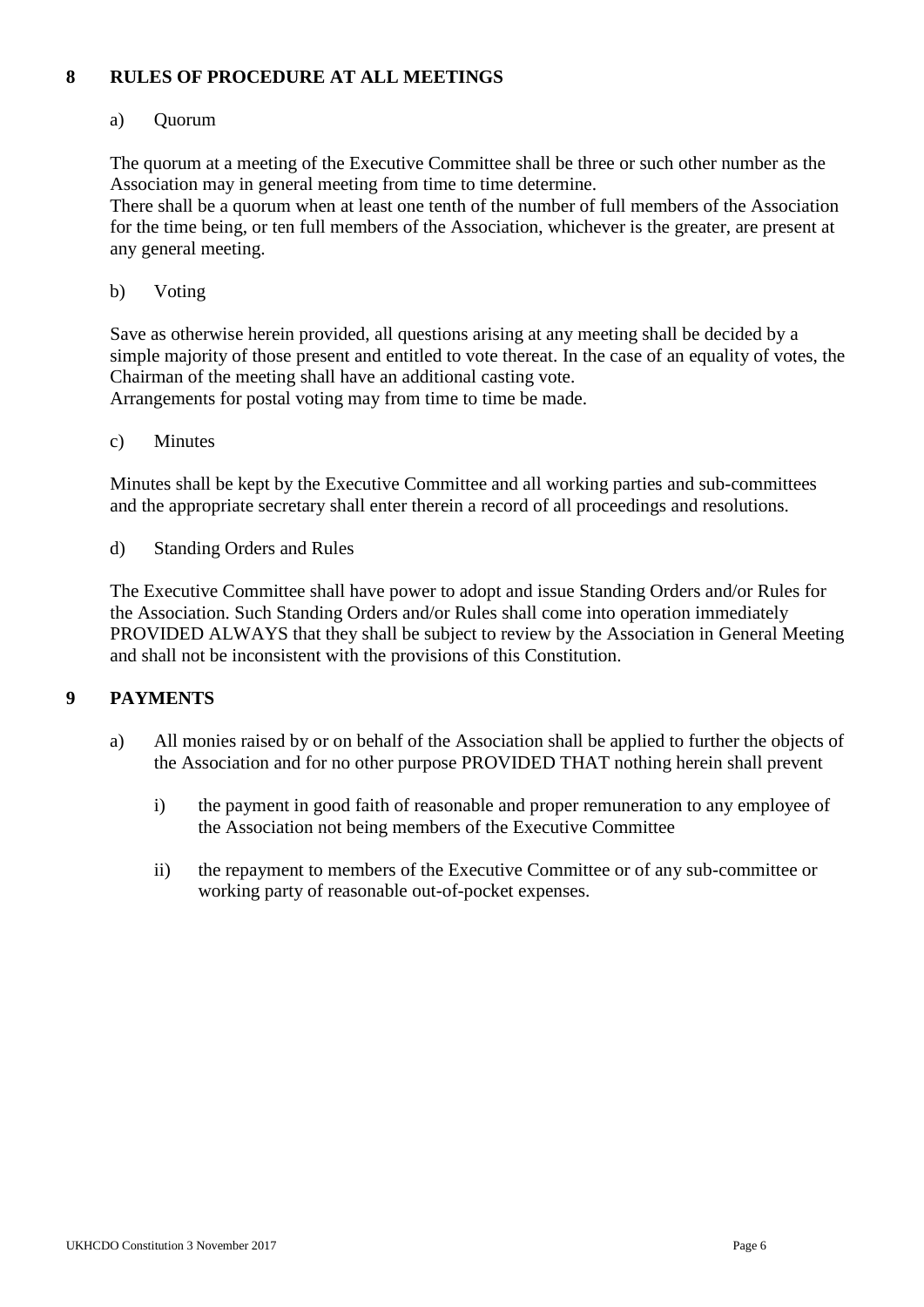## 8 RULES OF PROCEDURE AT ALL MEETINGS

a) Quorum

The quorum at a meeting of the Executive Committee shall be three or such other number as the Association may in general meeting from time to time determine.
There shall be a quorum when at least one tenth of the number of full members of the Association for the time being, or ten full members of the Association, whichever is the greater, are present at any general meeting.

b) Voting

Save as otherwise herein provided, all questions arising at any meeting shall be decided by a simple majority of those present and entitled to vote thereat. In the case of an equality of votes, the Chairman of the meeting shall have an additional casting vote.
Arrangements for postal voting may from time to time be made.

c) Minutes

Minutes shall be kept by the Executive Committee and all working parties and sub-committees and the appropriate secretary shall enter therein a record of all proceedings and resolutions.

d) Standing Orders and Rules

The Executive Committee shall have power to adopt and issue Standing Orders and/or Rules for the Association. Such Standing Orders and/or Rules shall come into operation immediately PROVIDED ALWAYS that they shall be subject to review by the Association in General Meeting and shall not be inconsistent with the provisions of this Constitution.

## 9 PAYMENTS

a) All monies raised by or on behalf of the Association shall be applied to further the objects of the Association and for no other purpose PROVIDED THAT nothing herein shall prevent

   i) the payment in good faith of reasonable and proper remuneration to any employee of the Association not being members of the Executive Committee

   ii) the repayment to members of the Executive Committee or of any sub-committee or working party of reasonable out-of-pocket expenses.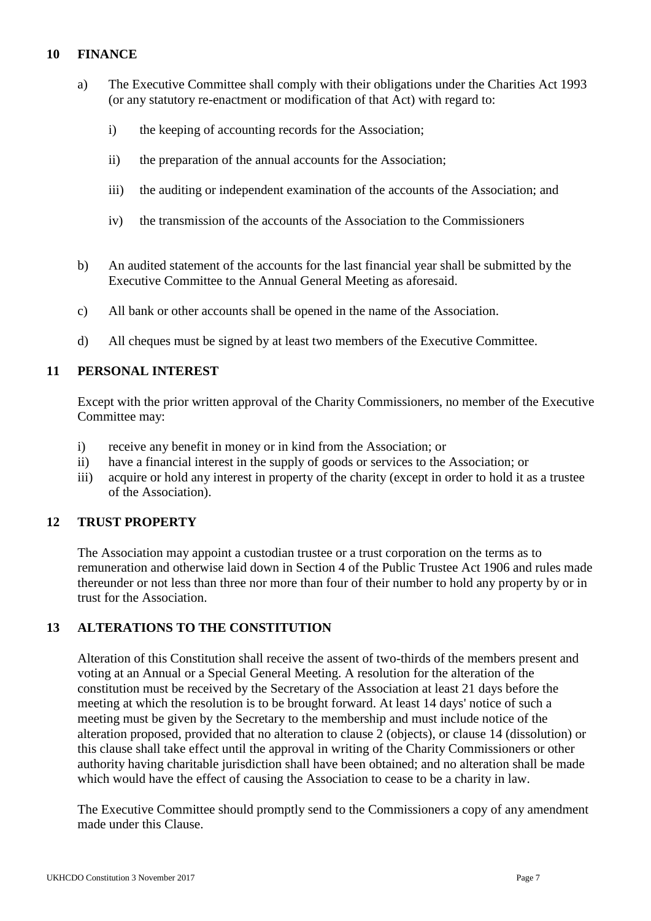## 10 FINANCE

a) The Executive Committee shall comply with their obligations under the Charities Act 1993 (or any statutory re-enactment or modification of that Act) with regard to:

   i) the keeping of accounting records for the Association;

   ii) the preparation of the annual accounts for the Association;

   iii) the auditing or independent examination of the accounts of the Association; and

   iv) the transmission of the accounts of the Association to the Commissioners

b) An audited statement of the accounts for the last financial year shall be submitted by the Executive Committee to the Annual General Meeting as aforesaid.

c) All bank or other accounts shall be opened in the name of the Association.

d) All cheques must be signed by at least two members of the Executive Committee.

## 11 PERSONAL INTEREST

Except with the prior written approval of the Charity Commissioners, no member of the Executive Committee may:

i) receive any benefit in money or in kind from the Association; or
ii) have a financial interest in the supply of goods or services to the Association; or
iii) acquire or hold any interest in property of the charity (except in order to hold it as a trustee of the Association).

## 12 TRUST PROPERTY

The Association may appoint a custodian trustee or a trust corporation on the terms as to remuneration and otherwise laid down in Section 4 of the Public Trustee Act 1906 and rules made thereunder or not less than three nor more than four of their number to hold any property by or in trust for the Association.

## 13 ALTERATIONS TO THE CONSTITUTION

Alteration of this Constitution shall receive the assent of two-thirds of the members present and voting at an Annual or a Special General Meeting. A resolution for the alteration of the constitution must be received by the Secretary of the Association at least 21 days before the meeting at which the resolution is to be brought forward. At least 14 days' notice of such a meeting must be given by the Secretary to the membership and must include notice of the alteration proposed, provided that no alteration to clause 2 (objects), or clause 14 (dissolution) or this clause shall take effect until the approval in writing of the Charity Commissioners or other authority having charitable jurisdiction shall have been obtained; and no alteration shall be made which would have the effect of causing the Association to cease to be a charity in law.

The Executive Committee should promptly send to the Commissioners a copy of any amendment made under this Clause.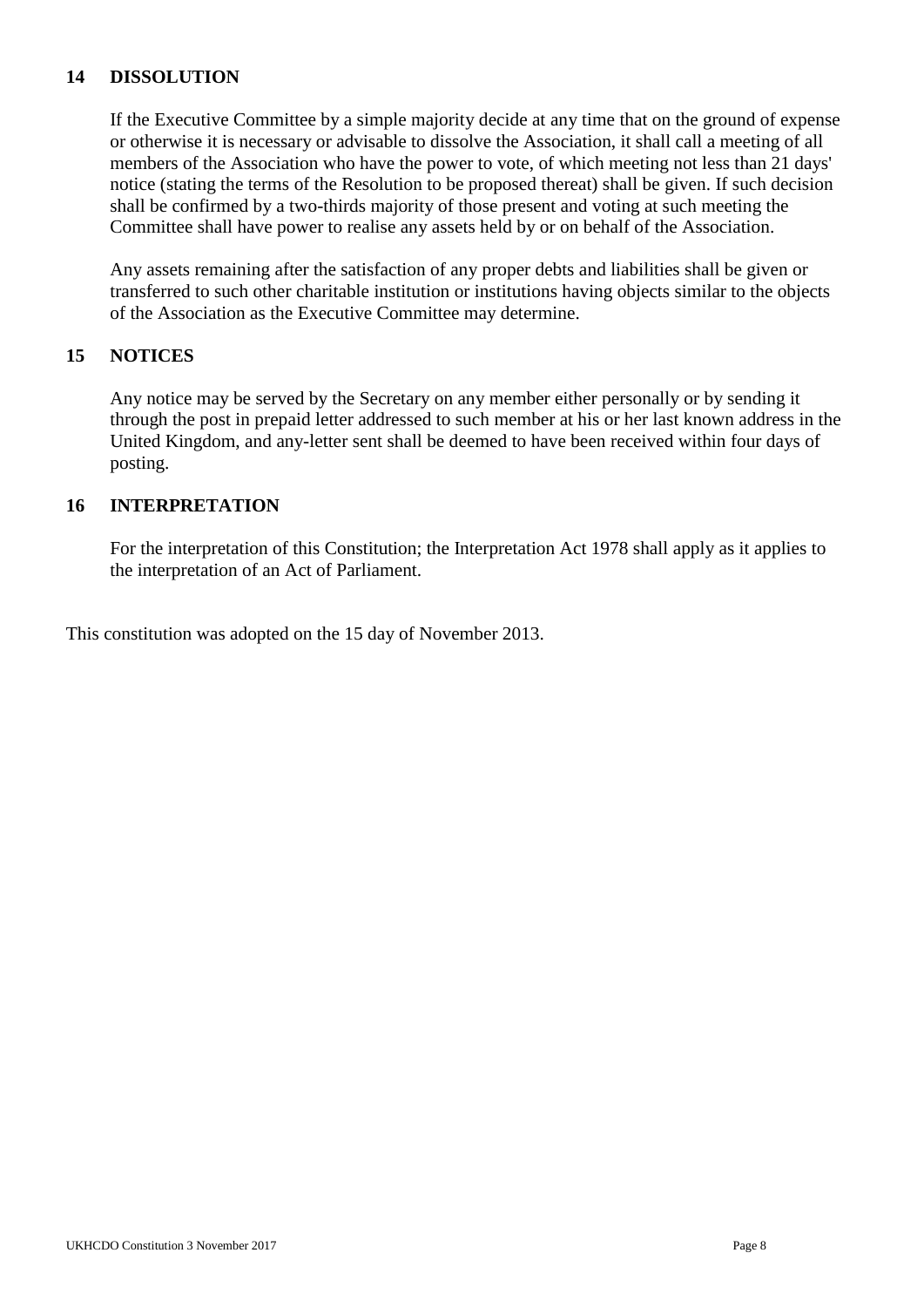## 14 DISSOLUTION

If the Executive Committee by a simple majority decide at any time that on the ground of expense or otherwise it is necessary or advisable to dissolve the Association, it shall call a meeting of all members of the Association who have the power to vote, of which meeting not less than 21 days' notice (stating the terms of the Resolution to be proposed thereat) shall be given. If such decision shall be confirmed by a two-thirds majority of those present and voting at such meeting the Committee shall have power to realise any assets held by or on behalf of the Association.

Any assets remaining after the satisfaction of any proper debts and liabilities shall be given or transferred to such other charitable institution or institutions having objects similar to the objects of the Association as the Executive Committee may determine.

## 15 NOTICES

Any notice may be served by the Secretary on any member either personally or by sending it through the post in prepaid letter addressed to such member at his or her last known address in the United Kingdom, and any-letter sent shall be deemed to have been received within four days of posting.

## 16 INTERPRETATION

For the interpretation of this Constitution; the Interpretation Act 1978 shall apply as it applies to the interpretation of an Act of Parliament.

This constitution was adopted on the 15 day of November 2013.